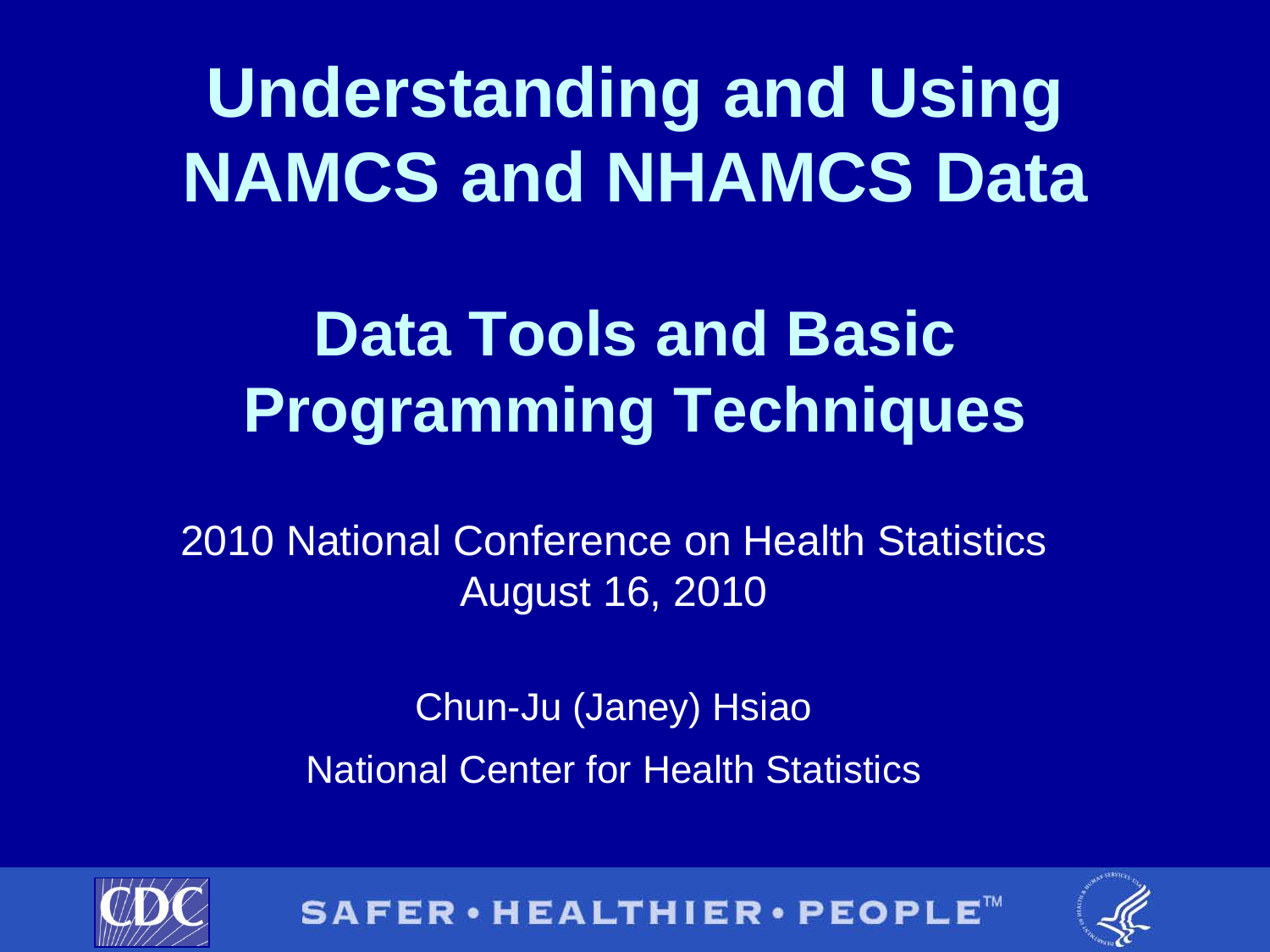# Understanding and Using NAMCS and NHAMCS Data

## Data Tools and Basic Programming Techniques

2010 National Conference on Health Statistics
August 16, 2010

Chun-Ju (Janey) Hsiao

National Center for Health Statistics

SAFER • HEALTHIER • PEOPLE™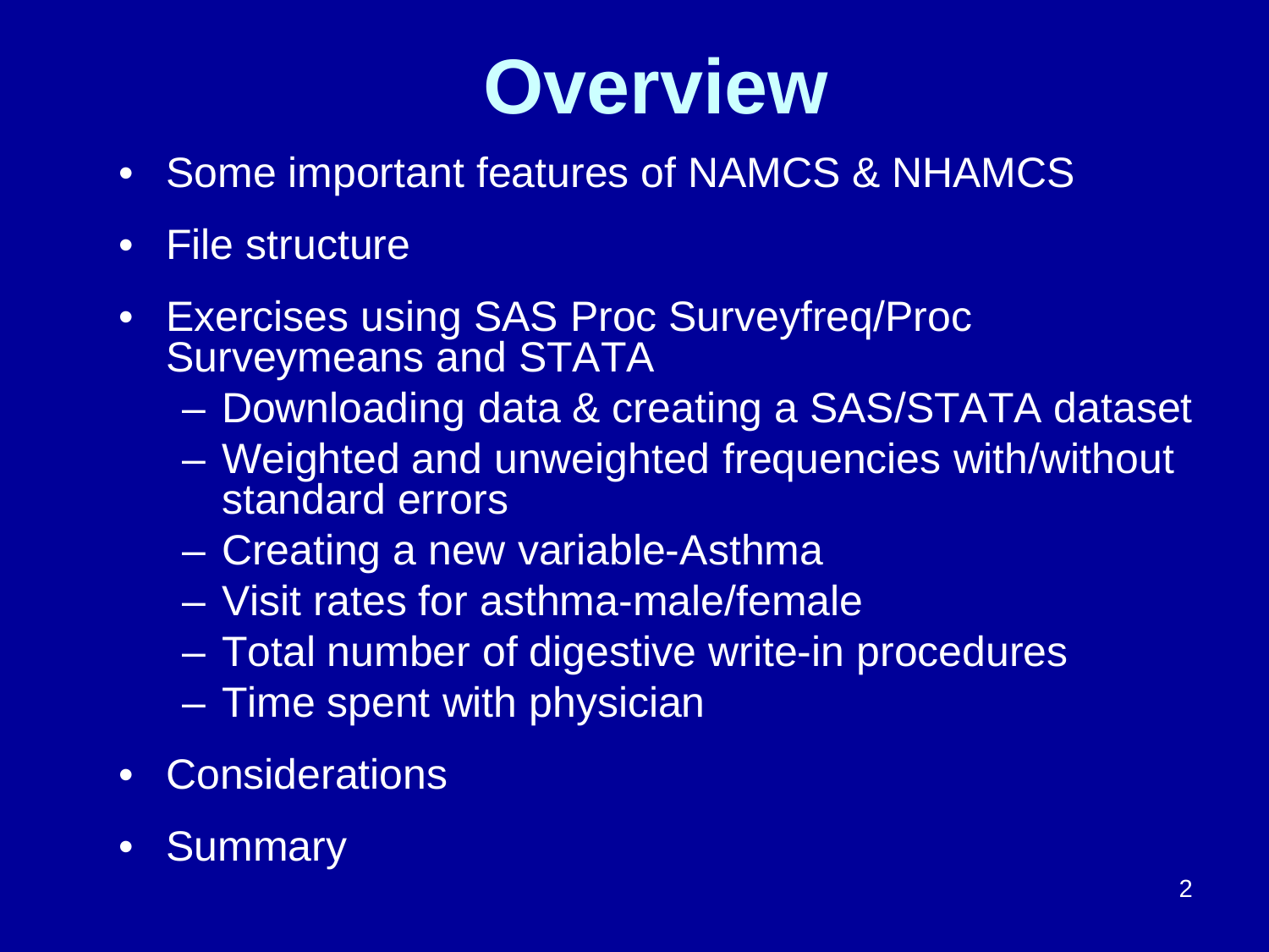# Overview

- Some important features of NAMCS & NHAMCS
- File structure
- Exercises using SAS Proc Surveyfreq/Proc Surveymeans and STATA
  - Downloading data & creating a SAS/STATA dataset
  - Weighted and unweighted frequencies with/without standard errors
  - Creating a new variable-Asthma
  - Visit rates for asthma-male/female
  - Total number of digestive write-in procedures
  - Time spent with physician
- Considerations
- Summary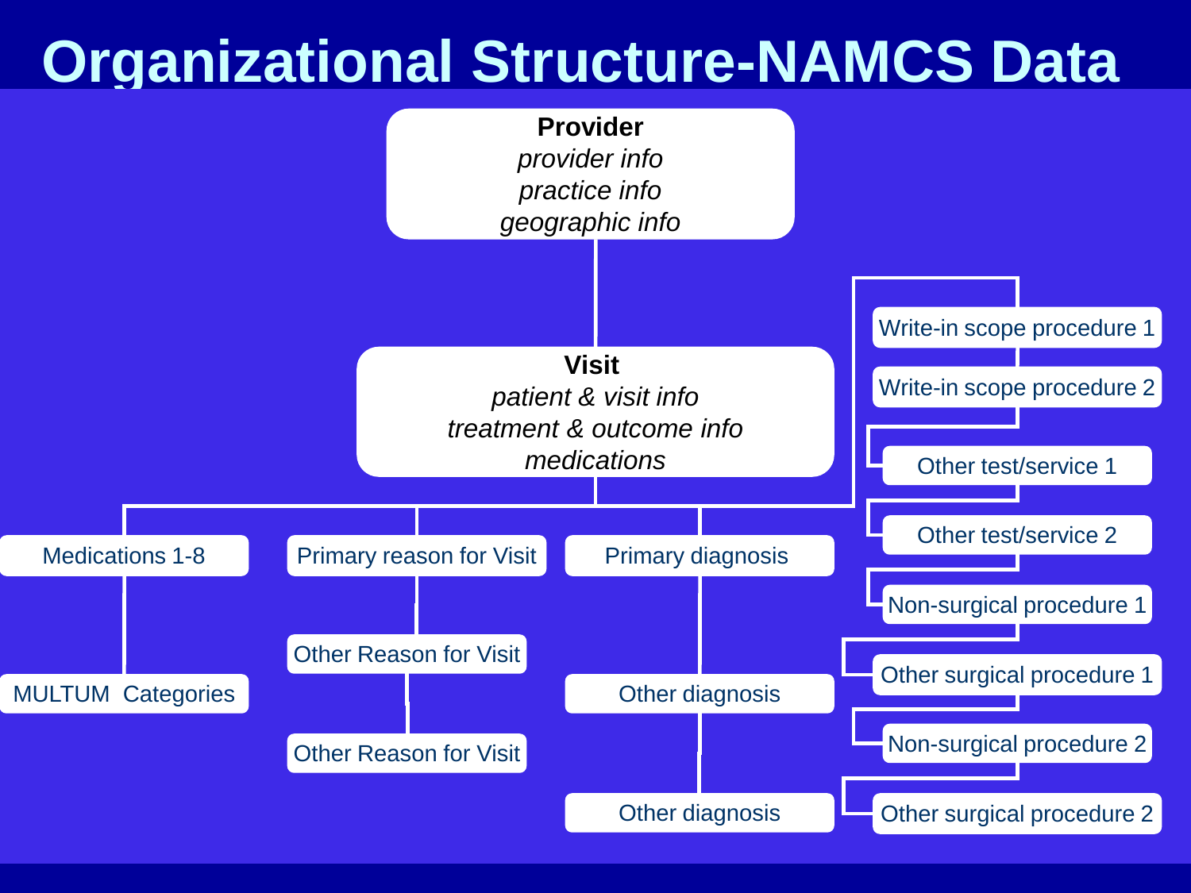# Organizational Structure-NAMCS Data

**Provider**
*provider info*
*practice info*
*geographic info*

**Visit**
*patient & visit info*
*treatment & outcome info*
*medications*

- Medications 1-8
  - MULTUM Categories
- Primary reason for Visit
  - Other Reason for Visit
  - Other Reason for Visit
- Primary diagnosis
  - Other diagnosis
  - Other diagnosis
- Write-in scope procedure 1
- Write-in scope procedure 2
- Other test/service 1
- Other test/service 2
- Non-surgical procedure 1
- Other surgical procedure 1
- Non-surgical procedure 2
- Other surgical procedure 2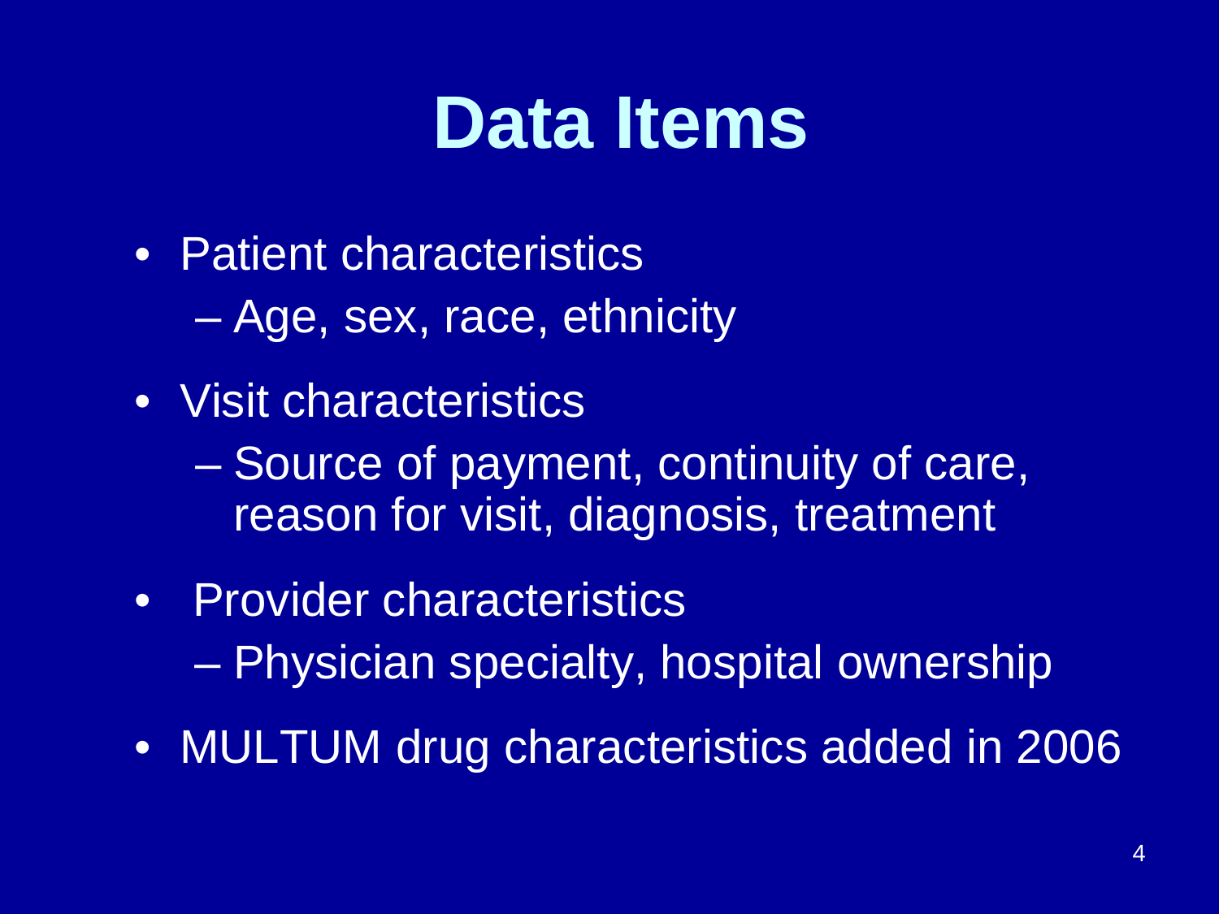# Data Items

- Patient characteristics
  - Age, sex, race, ethnicity
- Visit characteristics
  - Source of payment, continuity of care, reason for visit, diagnosis, treatment
- Provider characteristics
  - Physician specialty, hospital ownership
- MULTUM drug characteristics added in 2006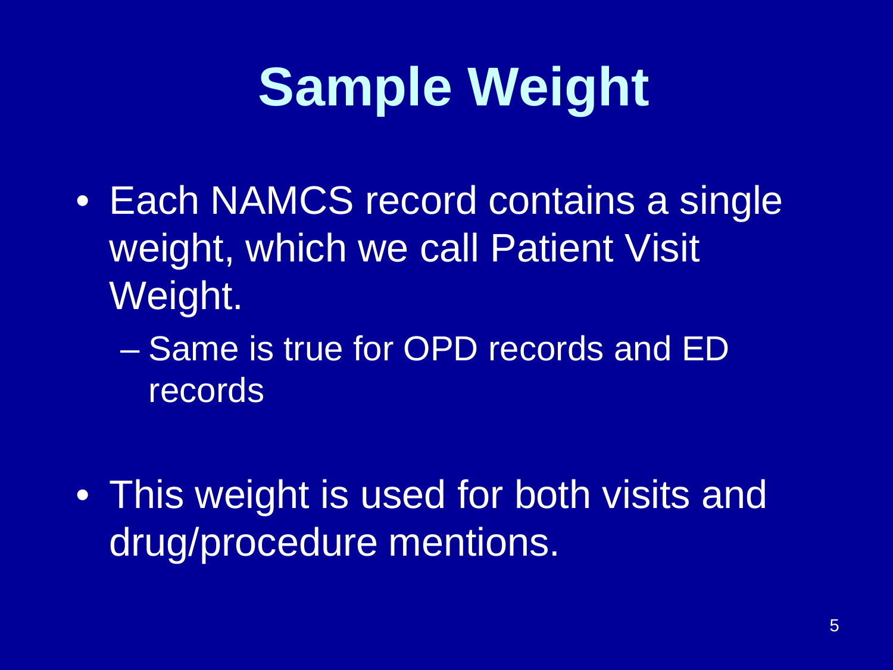# Sample Weight

- Each NAMCS record contains a single weight, which we call Patient Visit Weight.
  - Same is true for OPD records and ED records

- This weight is used for both visits and drug/procedure mentions.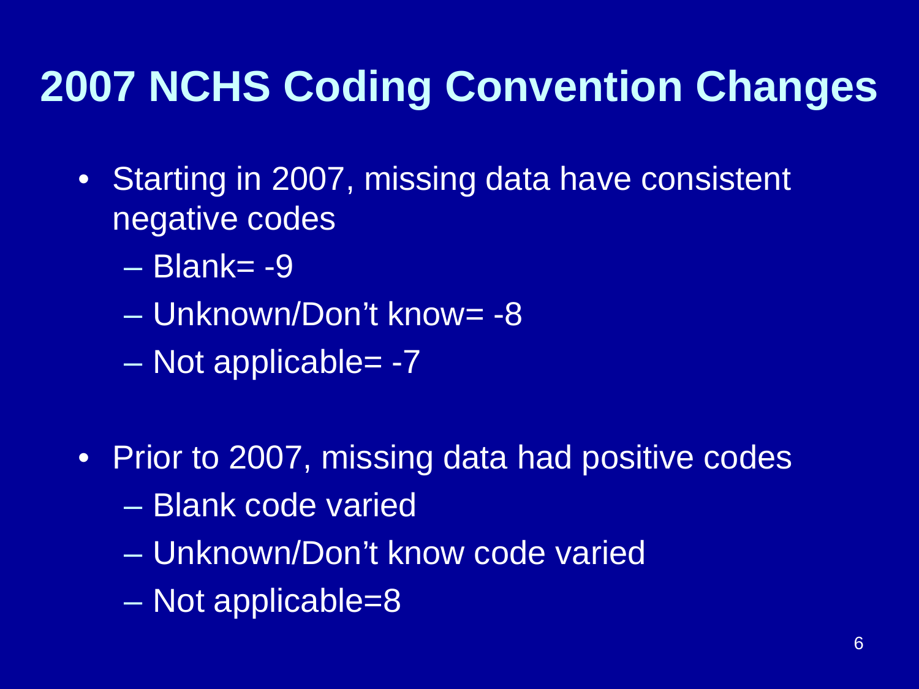# 2007 NCHS Coding Convention Changes

- Starting in 2007, missing data have consistent negative codes
  - Blank= -9
  - Unknown/Don't know= -8
  - Not applicable= -7
- Prior to 2007, missing data had positive codes
  - Blank code varied
  - Unknown/Don't know code varied
  - Not applicable=8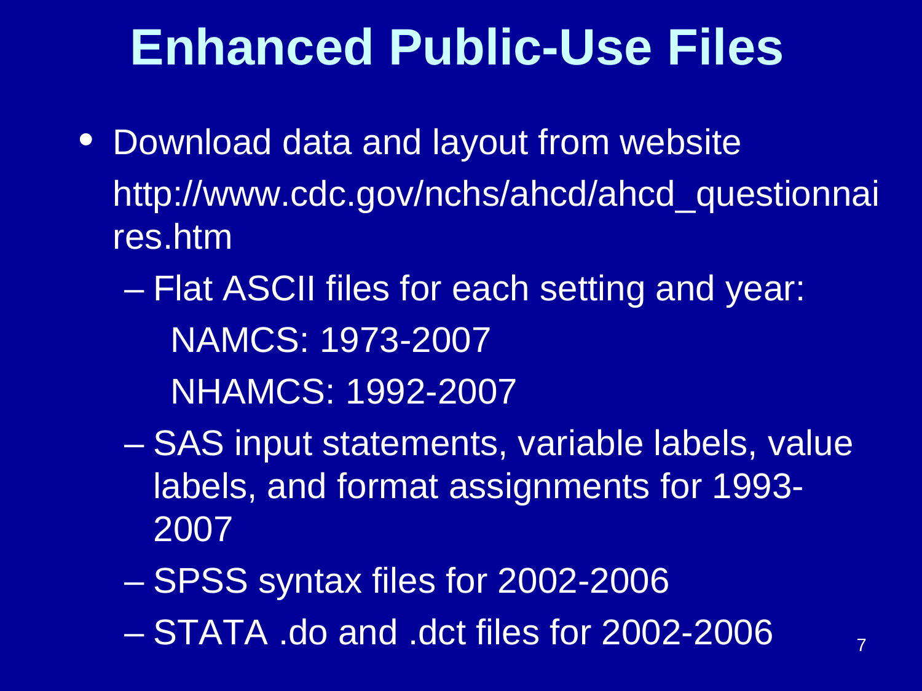# Enhanced Public-Use Files

- Download data and layout from website http://www.cdc.gov/nchs/ahcd/ahcd_questionnaires.htm
  - Flat ASCII files for each setting and year:
    
    NAMCS: 1973-2007
    
    NHAMCS: 1992-2007
  - SAS input statements, variable labels, value labels, and format assignments for 1993-2007
  - SPSS syntax files for 2002-2006
  - STATA .do and .dct files for 2002-2006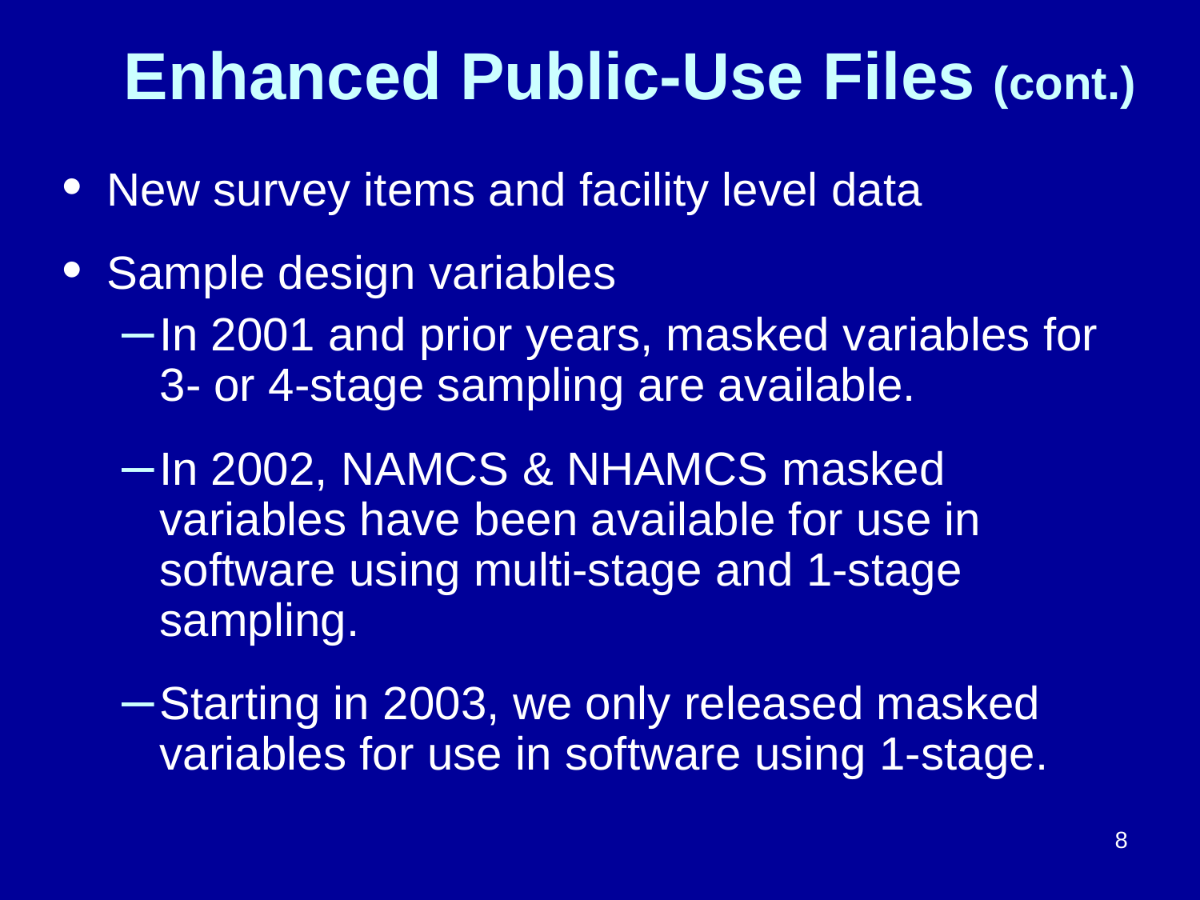# Enhanced Public-Use Files (cont.)

- New survey items and facility level data
- Sample design variables
  - In 2001 and prior years, masked variables for 3- or 4-stage sampling are available.
  - In 2002, NAMCS & NHAMCS masked variables have been available for use in software using multi-stage and 1-stage sampling.
  - Starting in 2003, we only released masked variables for use in software using 1-stage.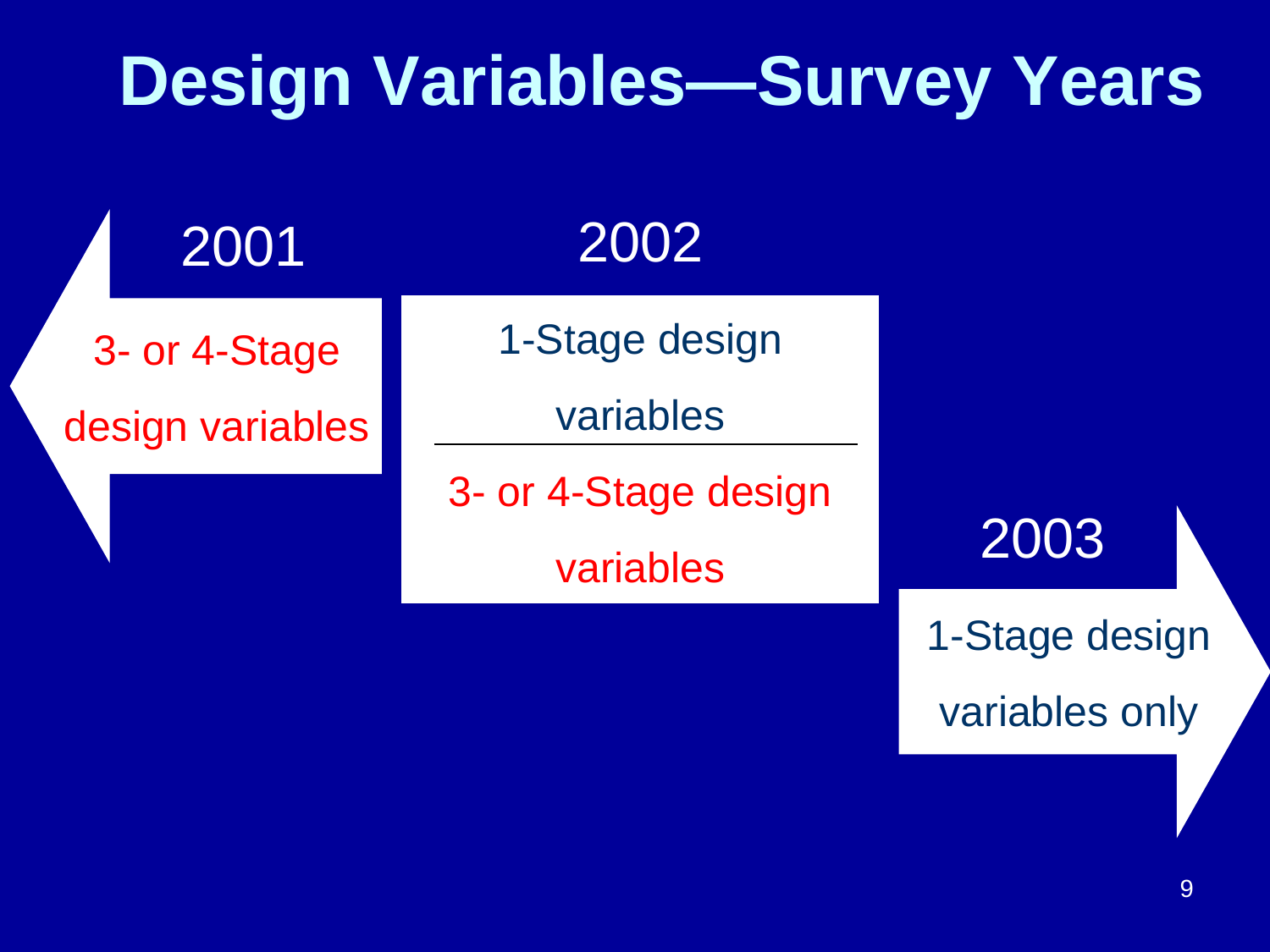# Design Variables—Survey Years

**2001**

3- or 4-Stage design variables

**2002**

1-Stage design variables

---

3- or 4-Stage design variables

**2003**

1-Stage design variables only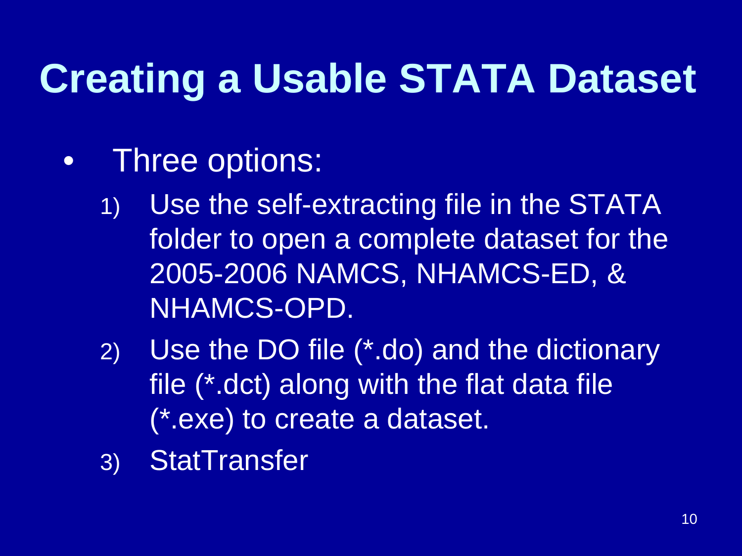# Creating a Usable STATA Dataset

- Three options:
  1) Use the self-extracting file in the STATA folder to open a complete dataset for the 2005-2006 NAMCS, NHAMCS-ED, & NHAMCS-OPD.
  2) Use the DO file (*.do) and the dictionary file (*.dct) along with the flat data file (*.exe) to create a dataset.
  3) StatTransfer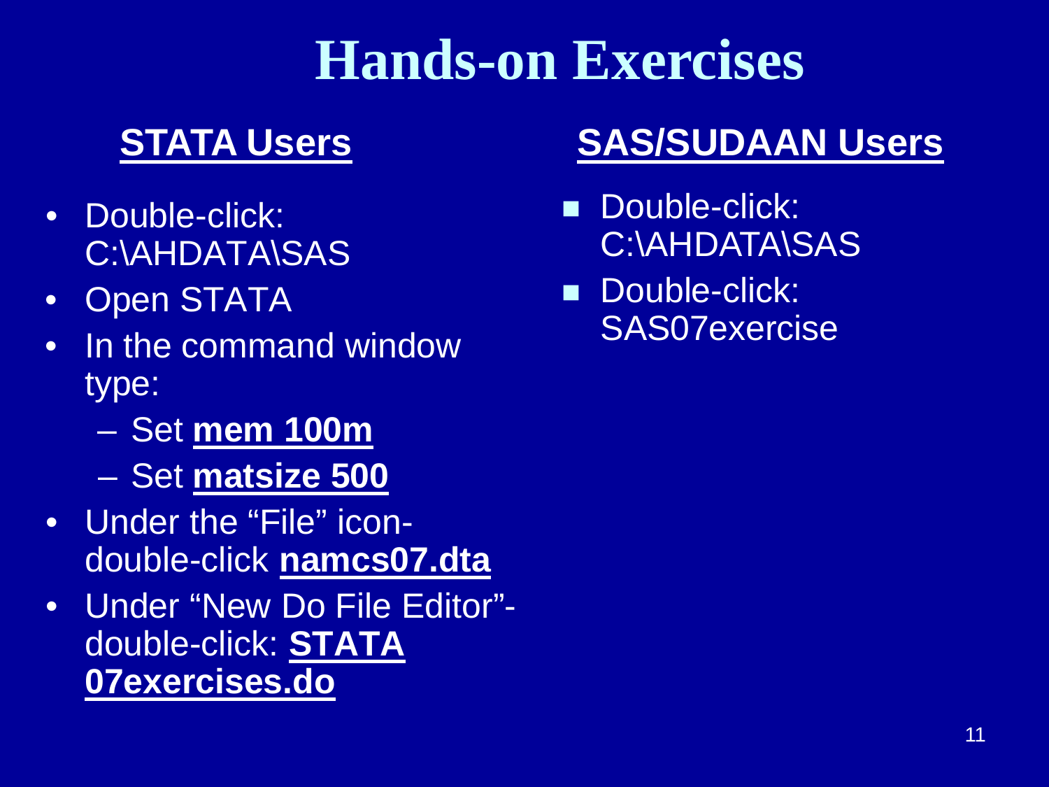# Hands-on Exercises

## STATA Users

- Double-click: C:\AHDATA\SAS
- Open STATA
- In the command window type:
  - Set **mem 100m**
  - Set **matsize 500**
- Under the "File" icon- double-click **namcs07.dta**
- Under "New Do File Editor"- double-click: **STATA 07exercises.do**

## SAS/SUDAAN Users

- Double-click: C:\AHDATA\SAS
- Double-click: SAS07exercise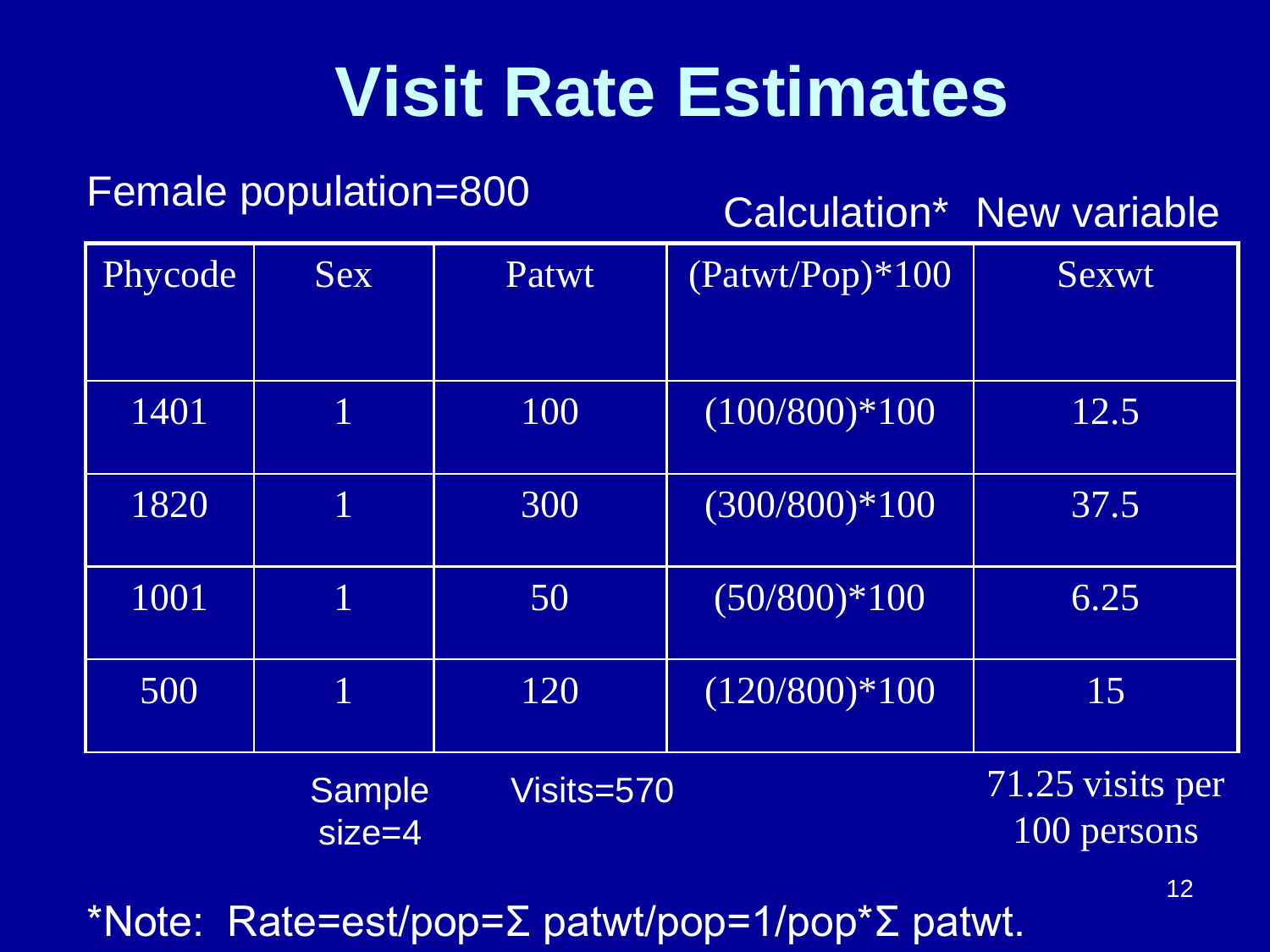# Visit Rate Estimates

Female population=800

| Phycode | Sex | Patwt | Calculation*<br>(Patwt/Pop)*100 | New variable<br>Sexwt |
|---|---|---|---|---|
| 1401 | 1 | 100 | (100/800)*100 | 12.5 |
| 1820 | 1 | 300 | (300/800)*100 | 37.5 |
| 1001 | 1 | 50 | (50/800)*100 | 6.25 |
| 500 | 1 | 120 | (120/800)*100 | 15 |
| | Sample size=4 | Visits=570 | | 71.25 visits per 100 persons |

*Note: Rate=est/pop=Σ patwt/pop=1/pop*Σ patwt.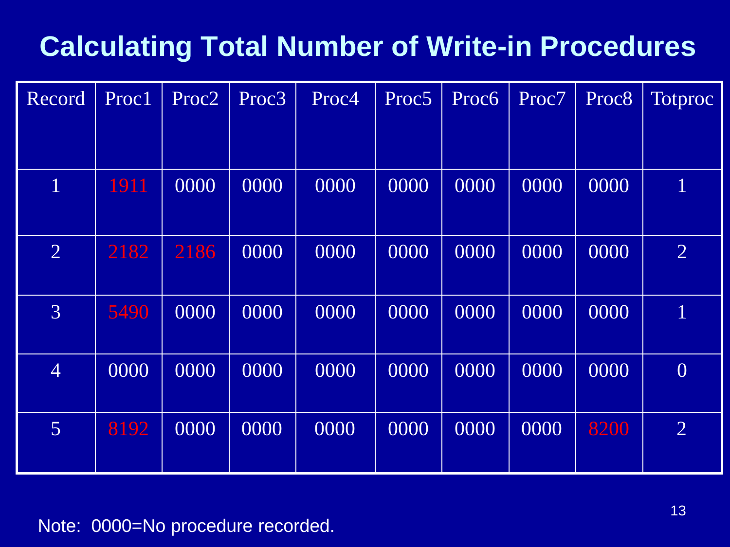# Calculating Total Number of Write-in Procedures

| Record | Proc1 | Proc2 | Proc3 | Proc4 | Proc5 | Proc6 | Proc7 | Proc8 | Totproc |
|---|---|---|---|---|---|---|---|---|---|
| 1 | 1911 | 0000 | 0000 | 0000 | 0000 | 0000 | 0000 | 0000 | 1 |
| 2 | 2182 | 2186 | 0000 | 0000 | 0000 | 0000 | 0000 | 0000 | 2 |
| 3 | 5490 | 0000 | 0000 | 0000 | 0000 | 0000 | 0000 | 0000 | 1 |
| 4 | 0000 | 0000 | 0000 | 0000 | 0000 | 0000 | 0000 | 0000 | 0 |
| 5 | 8192 | 0000 | 0000 | 0000 | 0000 | 0000 | 0000 | 8200 | 2 |

Note: 0000=No procedure recorded.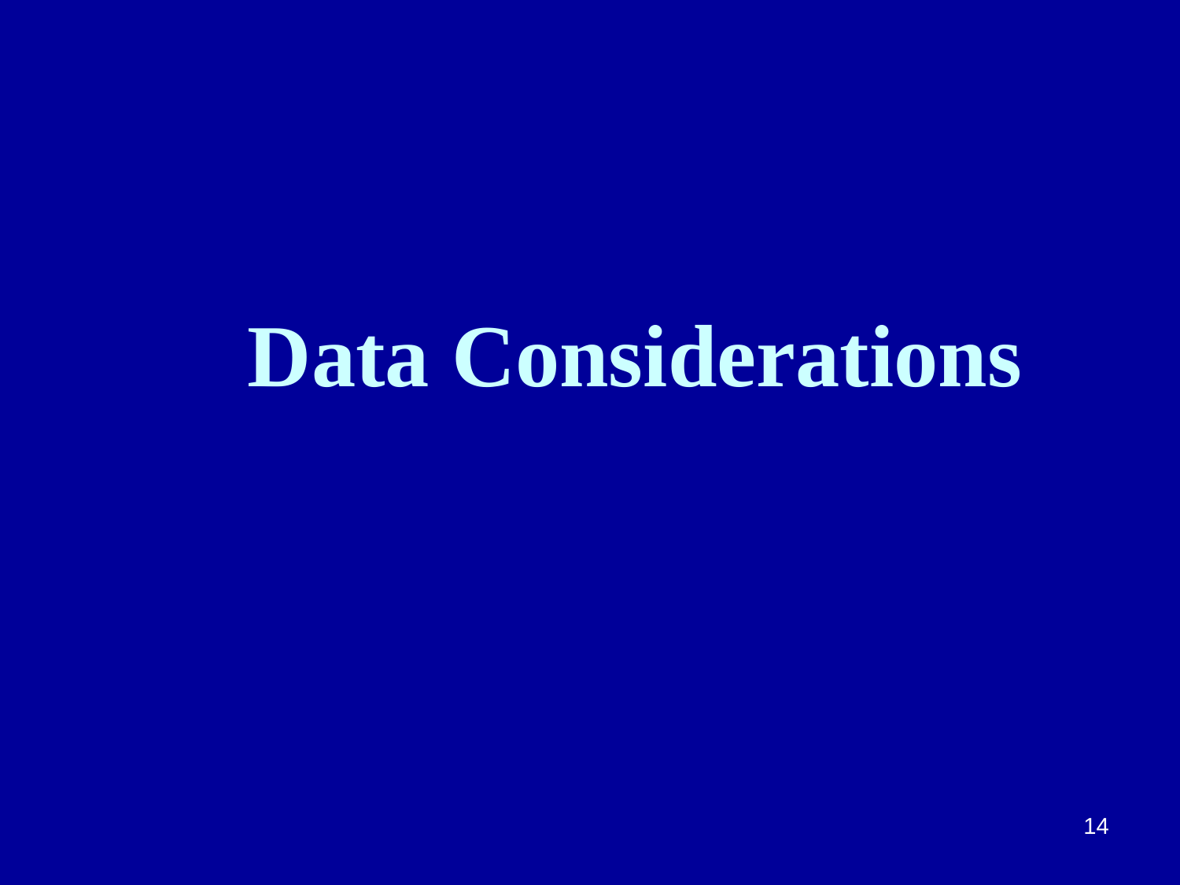# Data Considerations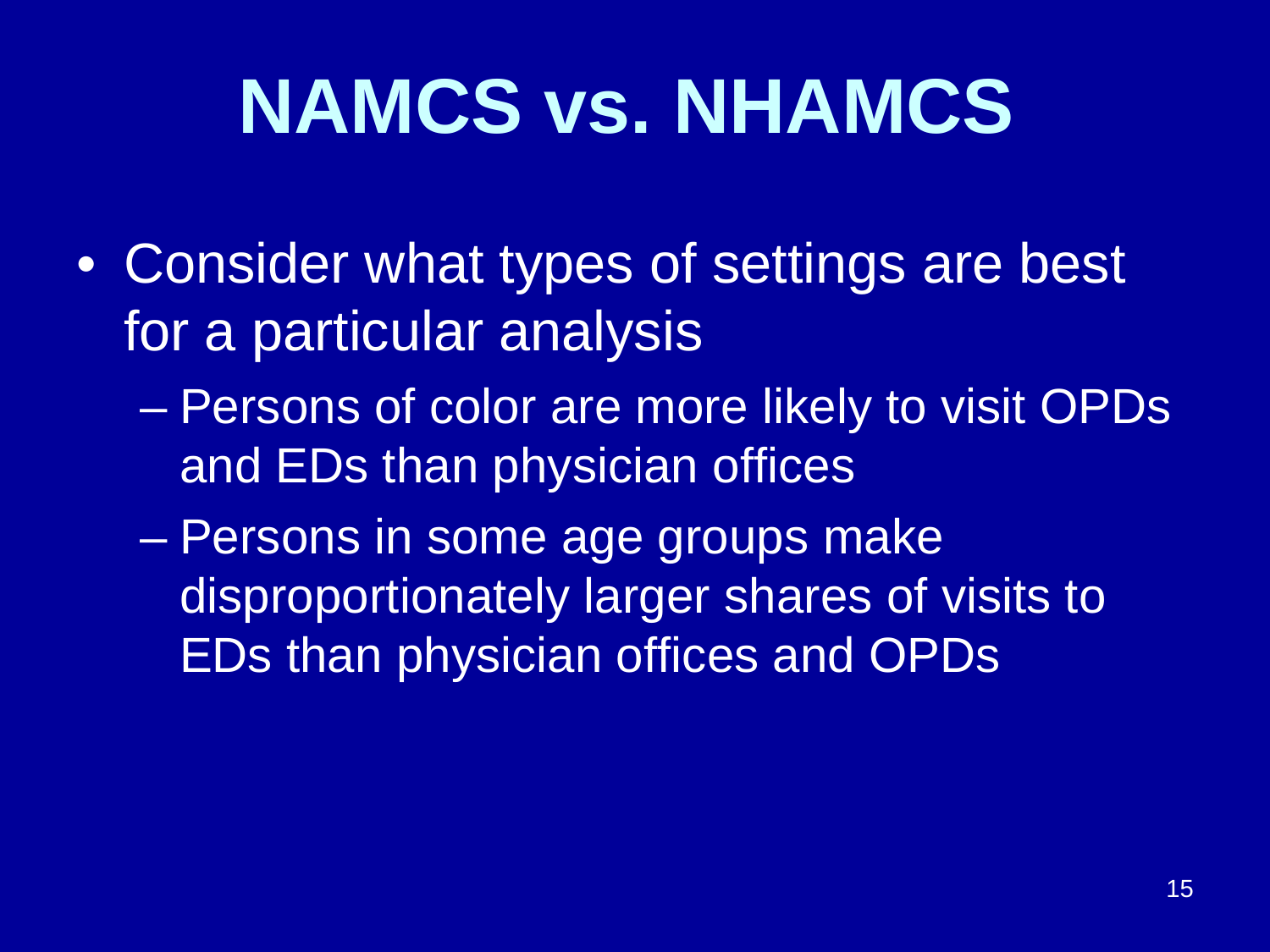# NAMCS vs. NHAMCS

- Consider what types of settings are best for a particular analysis
  - Persons of color are more likely to visit OPDs and EDs than physician offices
  - Persons in some age groups make disproportionately larger shares of visits to EDs than physician offices and OPDs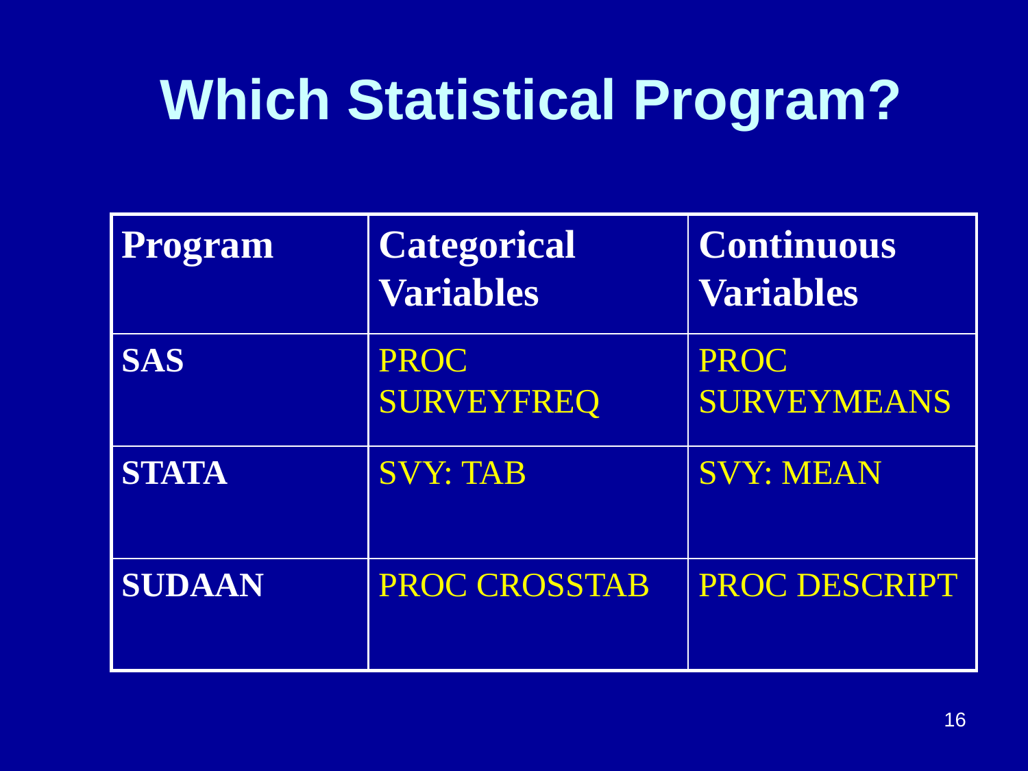# Which Statistical Program?

| Program | Categorical Variables | Continuous Variables |
|---|---|---|
| SAS | PROC SURVEYFREQ | PROC SURVEYMEANS |
| STATA | SVY: TAB | SVY: MEAN |
| SUDAAN | PROC CROSSTAB | PROC DESCRIPT |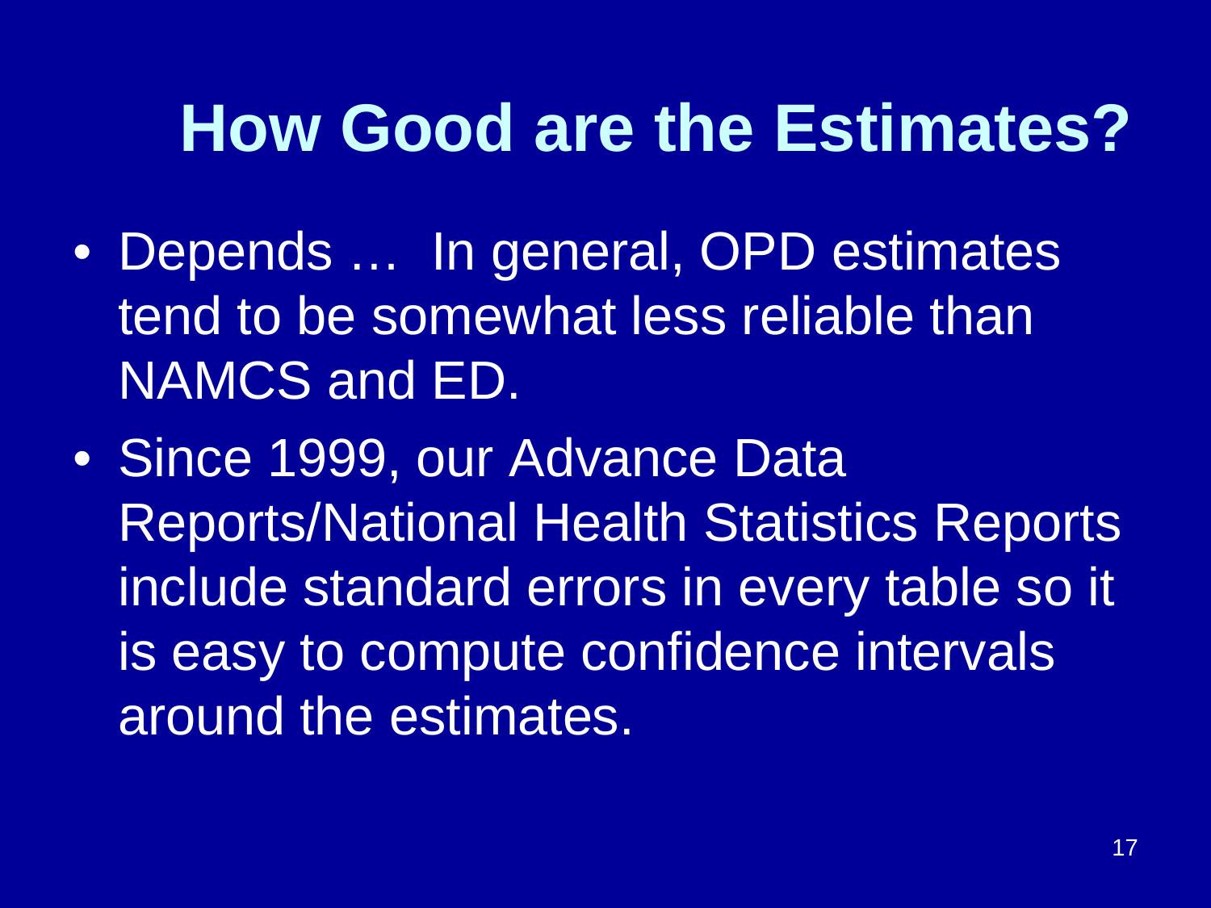# How Good are the Estimates?

- Depends … In general, OPD estimates tend to be somewhat less reliable than NAMCS and ED.
- Since 1999, our Advance Data Reports/National Health Statistics Reports include standard errors in every table so it is easy to compute confidence intervals around the estimates.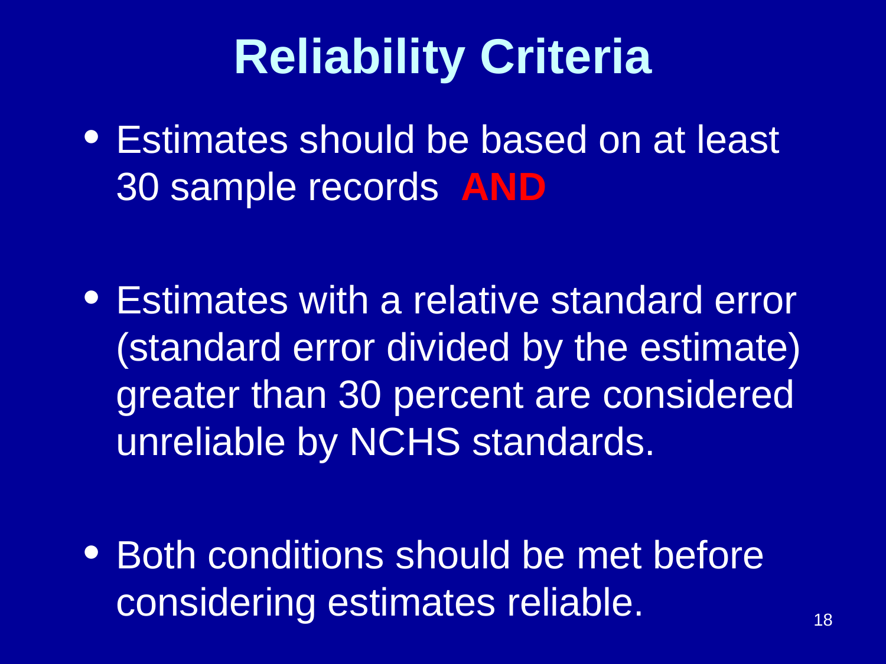# Reliability Criteria

- Estimates should be based on at least 30 sample records **AND**

- Estimates with a relative standard error (standard error divided by the estimate) greater than 30 percent are considered unreliable by NCHS standards.

- Both conditions should be met before considering estimates reliable.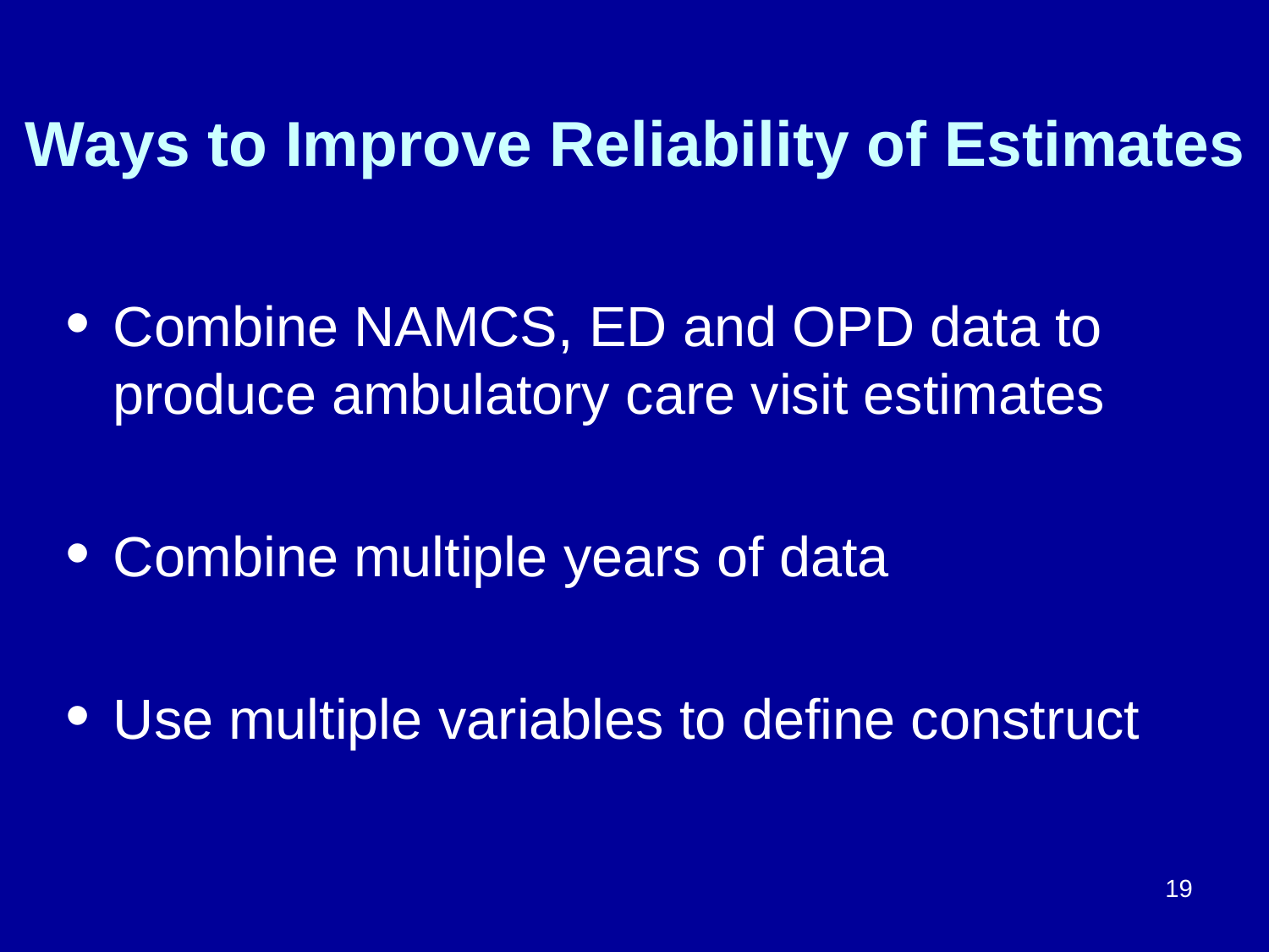# Ways to Improve Reliability of Estimates

- Combine NAMCS, ED and OPD data to produce ambulatory care visit estimates
- Combine multiple years of data
- Use multiple variables to define construct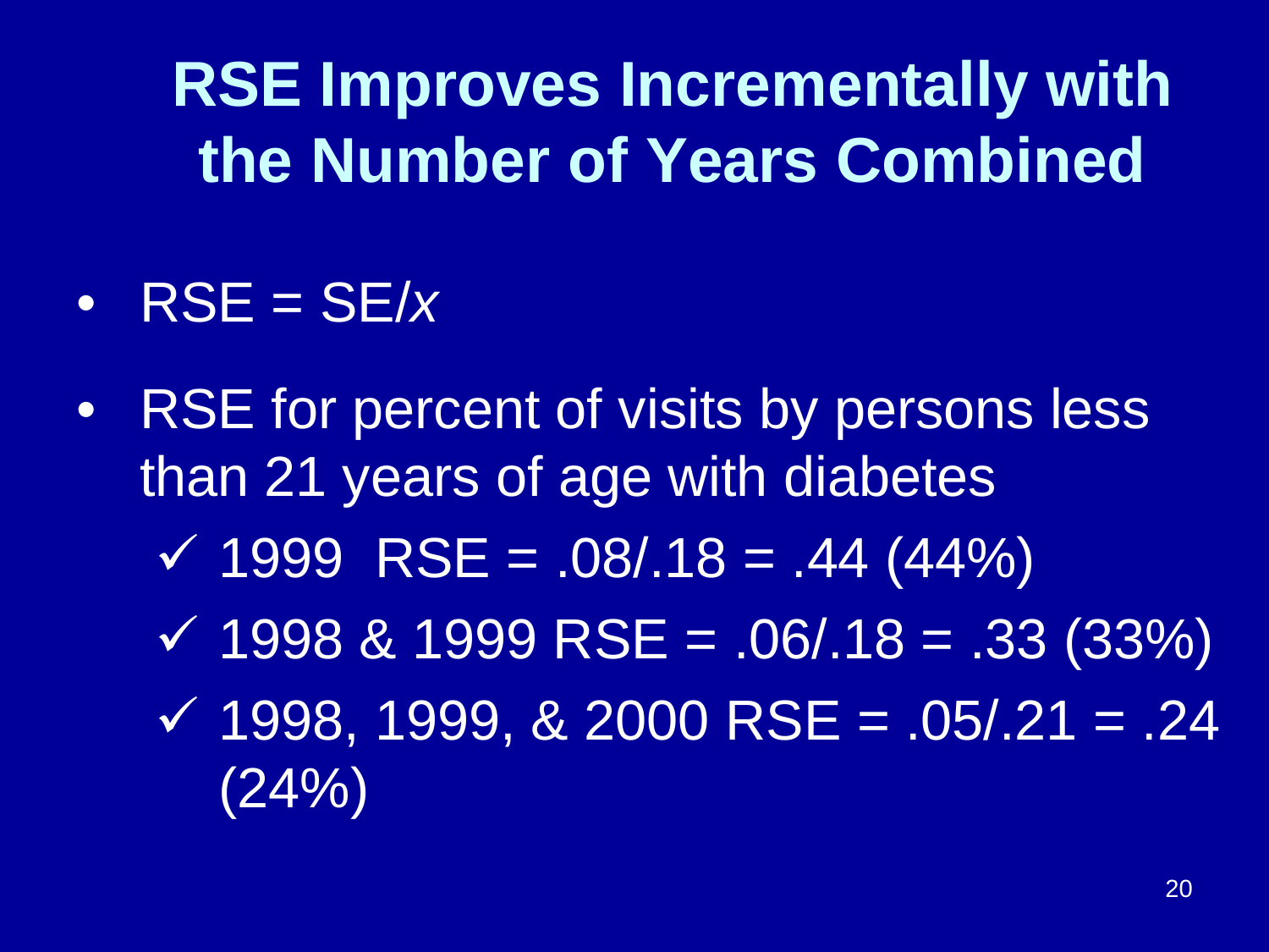# RSE Improves Incrementally with the Number of Years Combined

- RSE = SE/$x$
- RSE for percent of visits by persons less than 21 years of age with diabetes
  - ✓ 1999 RSE = .08/.18 = .44 (44%)
  - ✓ 1998 & 1999 RSE = .06/.18 = .33 (33%)
  - ✓ 1998, 1999, & 2000 RSE = .05/.21 = .24 (24%)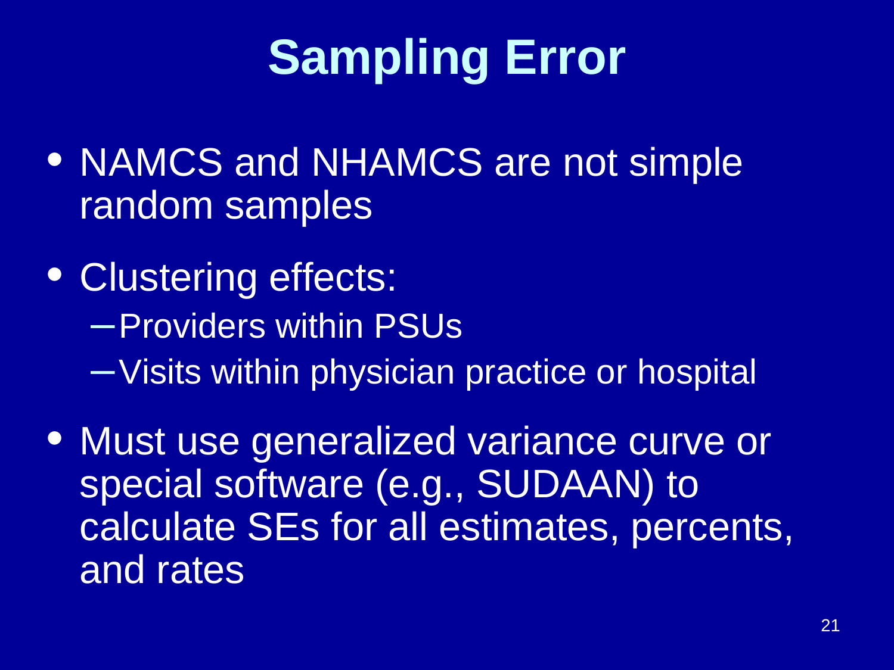# Sampling Error

- NAMCS and NHAMCS are not simple random samples
- Clustering effects:
  - Providers within PSUs
  - Visits within physician practice or hospital
- Must use generalized variance curve or special software (e.g., SUDAAN) to calculate SEs for all estimates, percents, and rates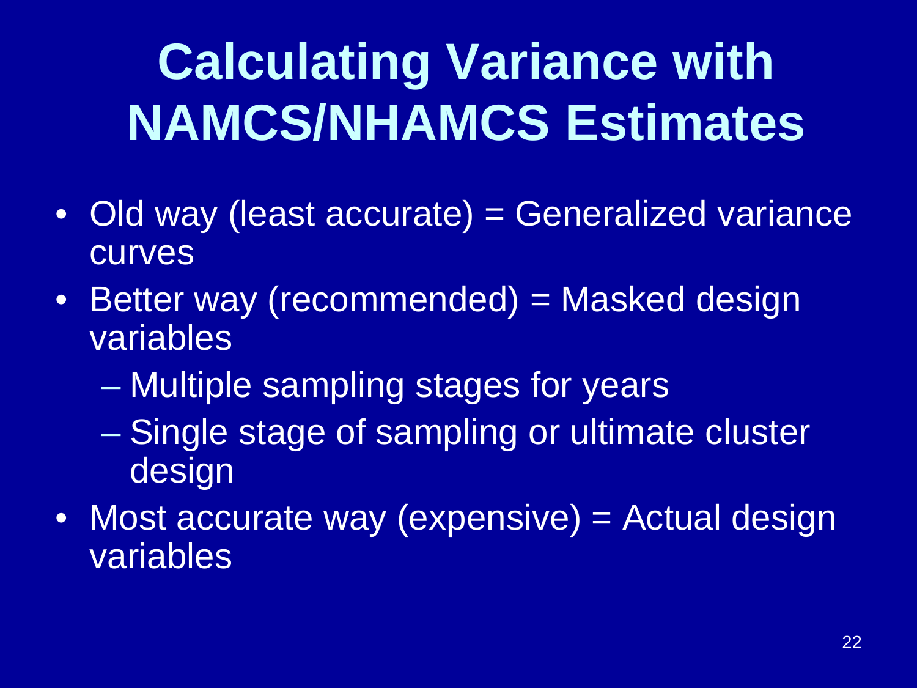# Calculating Variance with NAMCS/NHAMCS Estimates

- Old way (least accurate) = Generalized variance curves
- Better way (recommended) = Masked design variables
  - Multiple sampling stages for years
  - Single stage of sampling or ultimate cluster design
- Most accurate way (expensive) = Actual design variables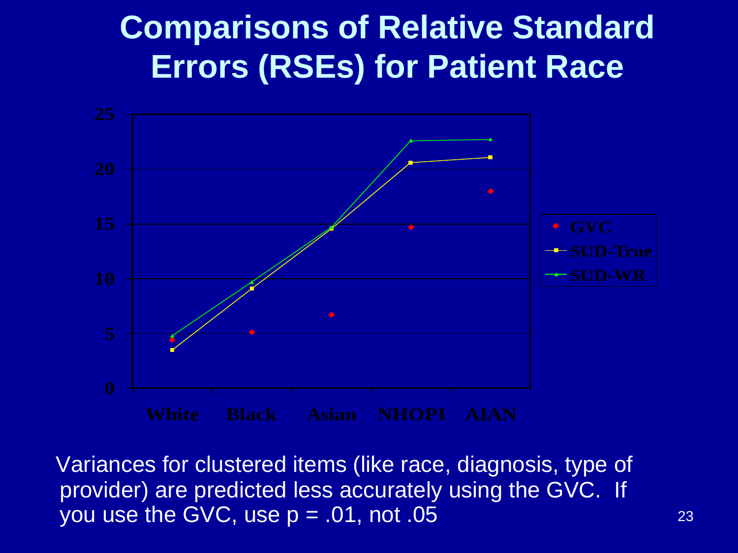# Comparisons of Relative Standard Errors (RSEs) for Patient Race

Variances for clustered items (like race, diagnosis, type of provider) are predicted less accurately using the GVC. If you use the GVC, use p = .01, not .05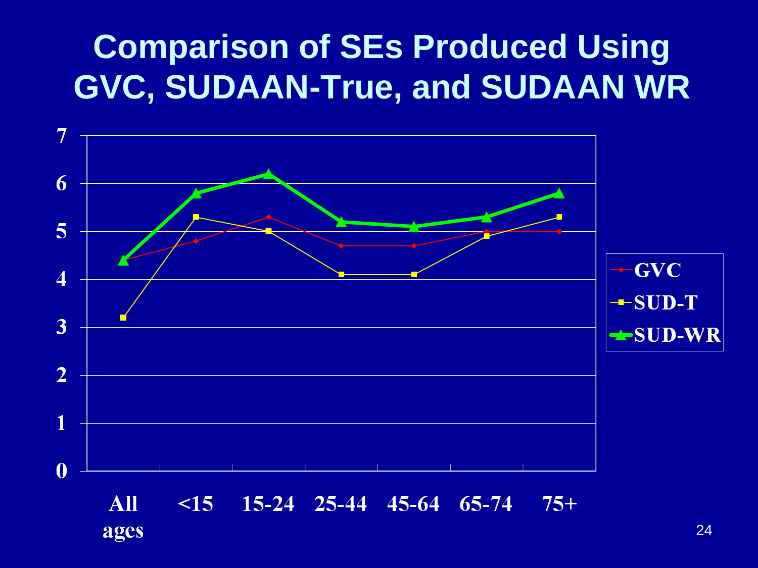# Comparison of SEs Produced Using GVC, SUDAAN-True, and SUDAAN WR

| | All ages | <15 | 15-24 | 25-44 | 45-64 | 65-74 | 75+ |
|---|---|---|---|---|---|---|---|
| GVC | 4.4 | 4.8 | 5.3 | 4.7 | 4.7 | 5.0 | 5.0 |
| SUD-T | 3.2 | 5.3 | 5.0 | 4.1 | 4.1 | 4.9 | 5.3 |
| SUD-WR | 4.4 | 5.8 | 6.2 | 5.2 | 5.1 | 5.3 | 5.8 |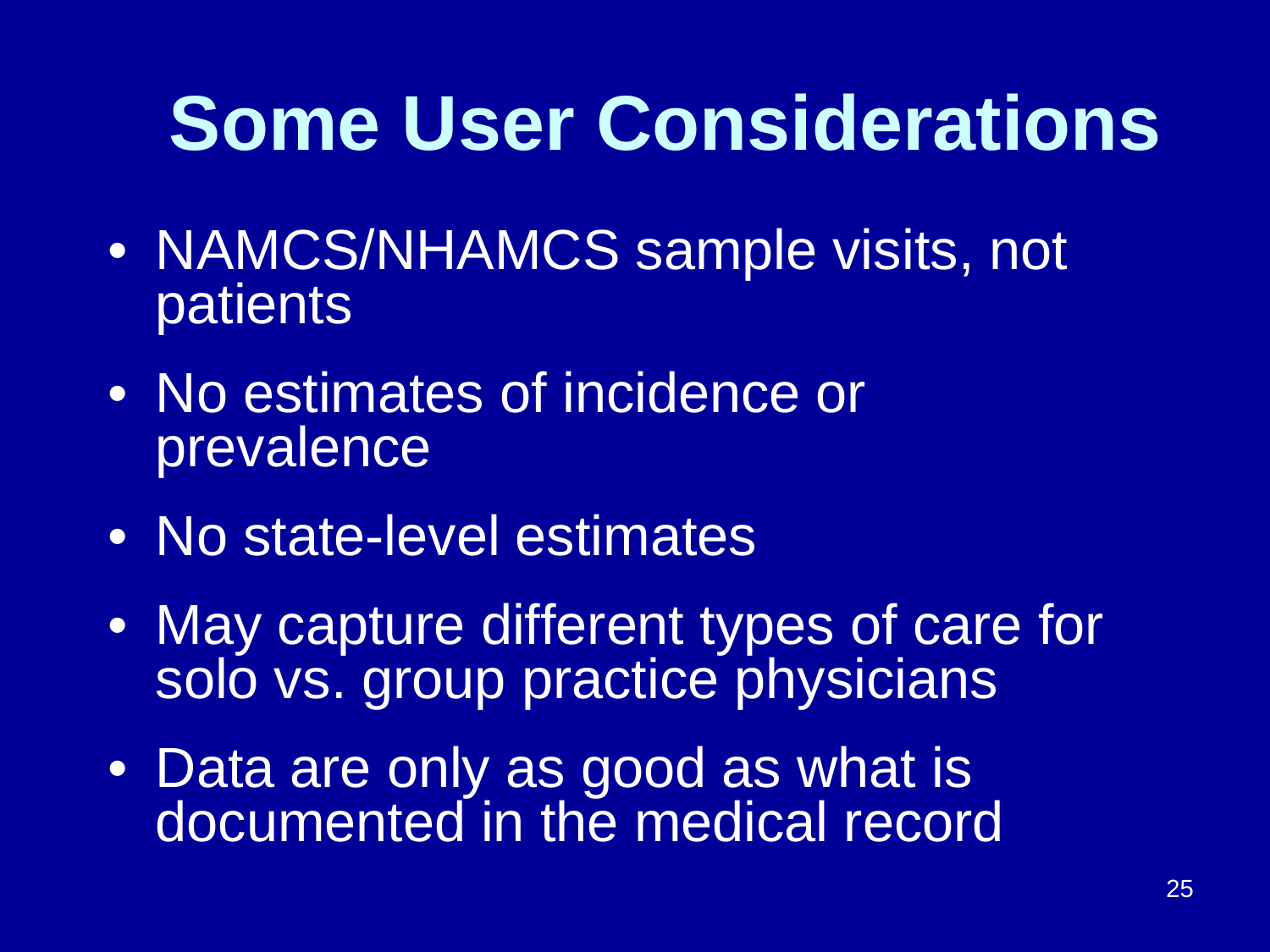# Some User Considerations

- NAMCS/NHAMCS sample visits, not patients
- No estimates of incidence or prevalence
- No state-level estimates
- May capture different types of care for solo vs. group practice physicians
- Data are only as good as what is documented in the medical record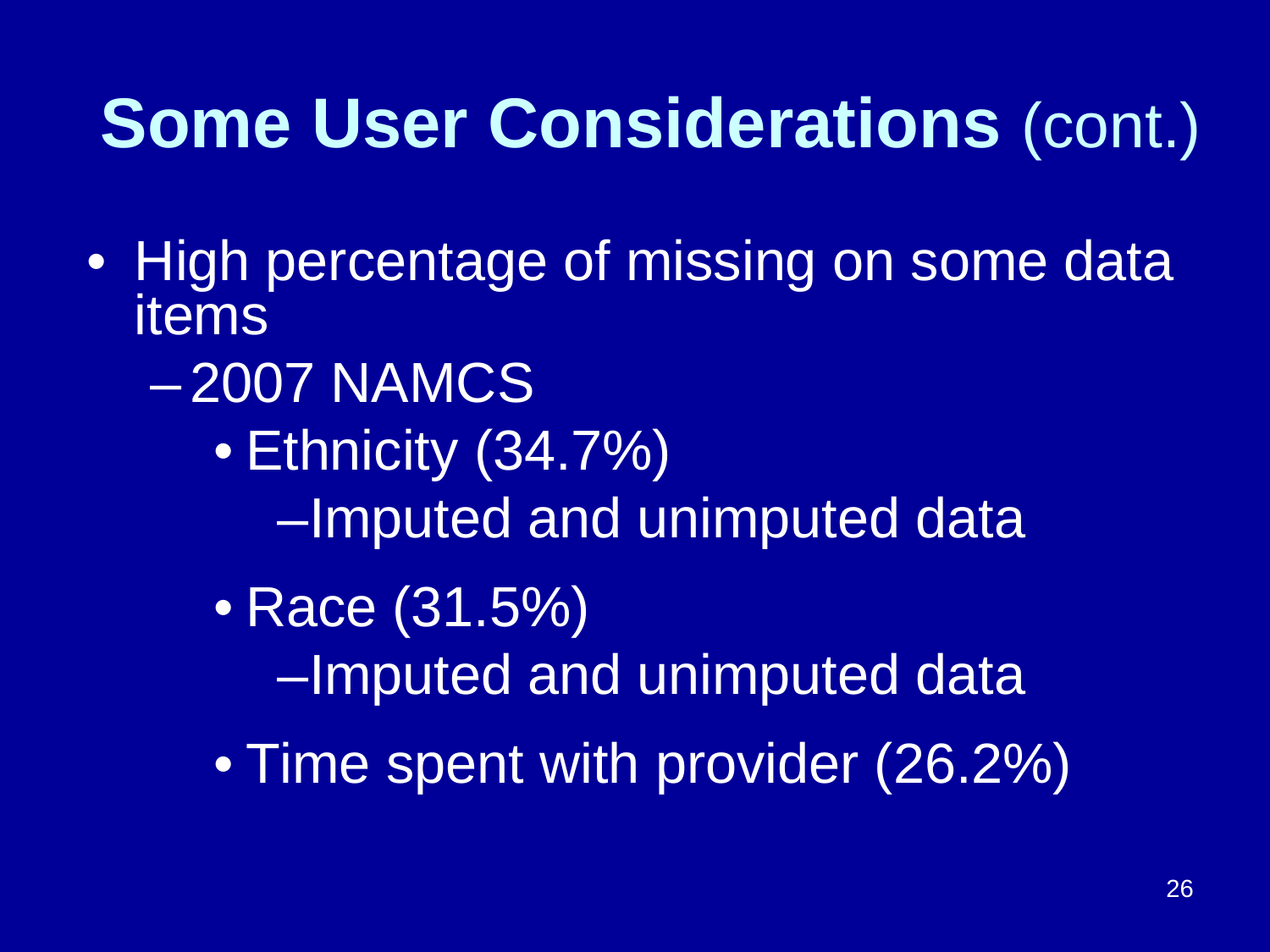# Some User Considerations (cont.)

- High percentage of missing on some data items
  - 2007 NAMCS
    - Ethnicity (34.7%)
      - Imputed and unimputed data
    - Race (31.5%)
      - Imputed and unimputed data
    - Time spent with provider (26.2%)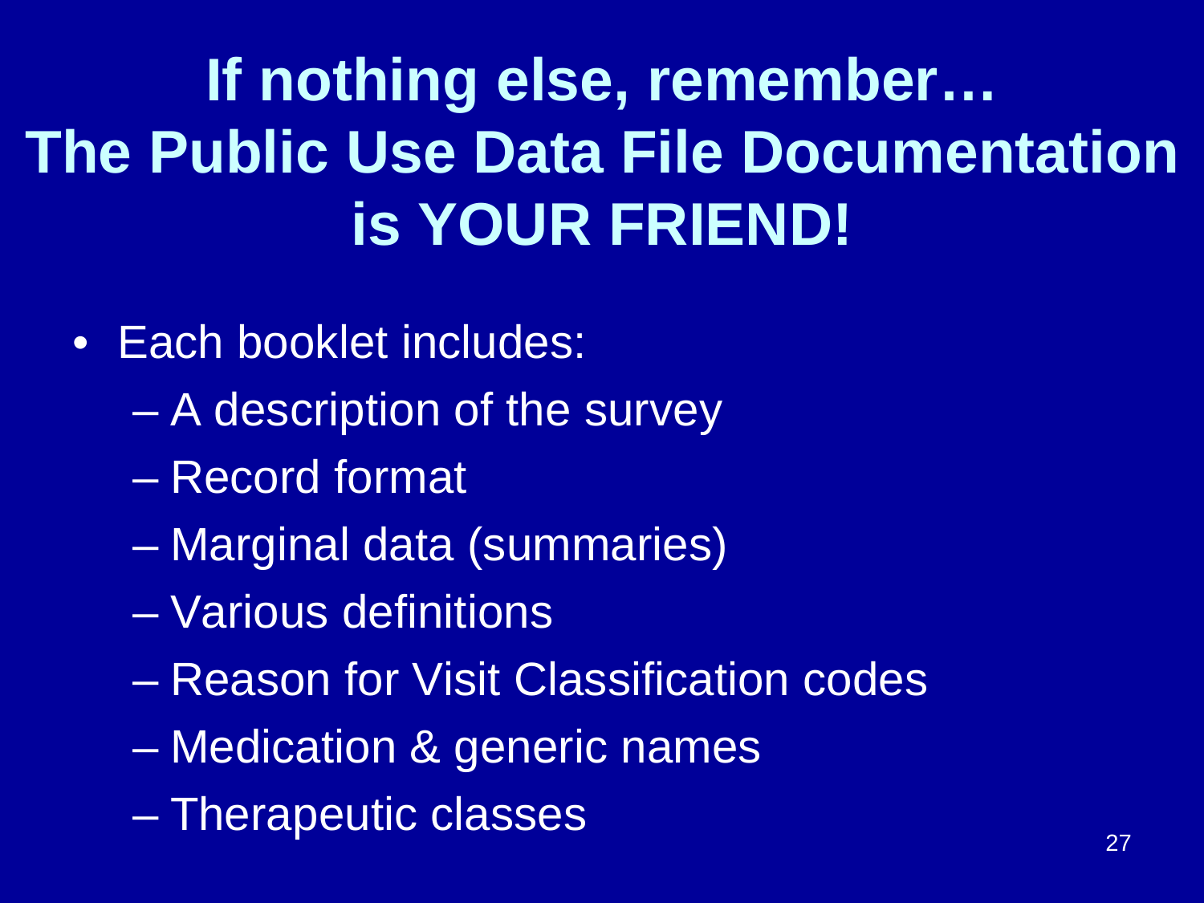# If nothing else, remember… The Public Use Data File Documentation is YOUR FRIEND!

- Each booklet includes:
  - A description of the survey
  - Record format
  - Marginal data (summaries)
  - Various definitions
  - Reason for Visit Classification codes
  - Medication & generic names
  - Therapeutic classes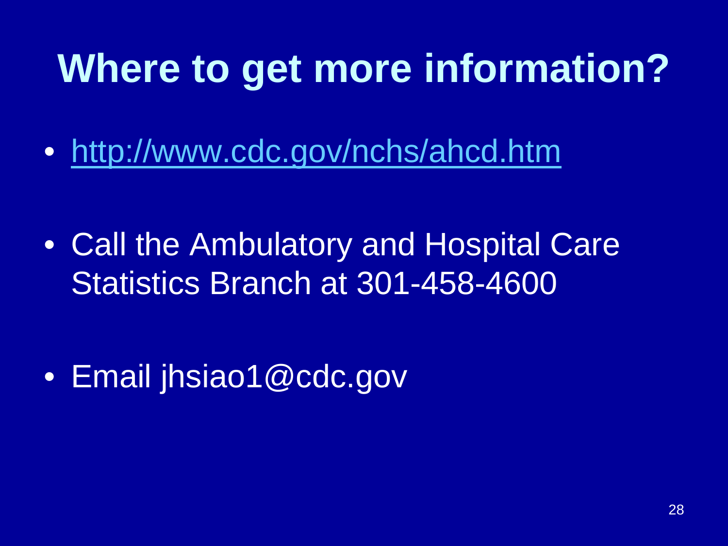# Where to get more information?

- http://www.cdc.gov/nchs/ahcd.htm

- Call the Ambulatory and Hospital Care Statistics Branch at 301-458-4600

- Email jhsiao1@cdc.gov